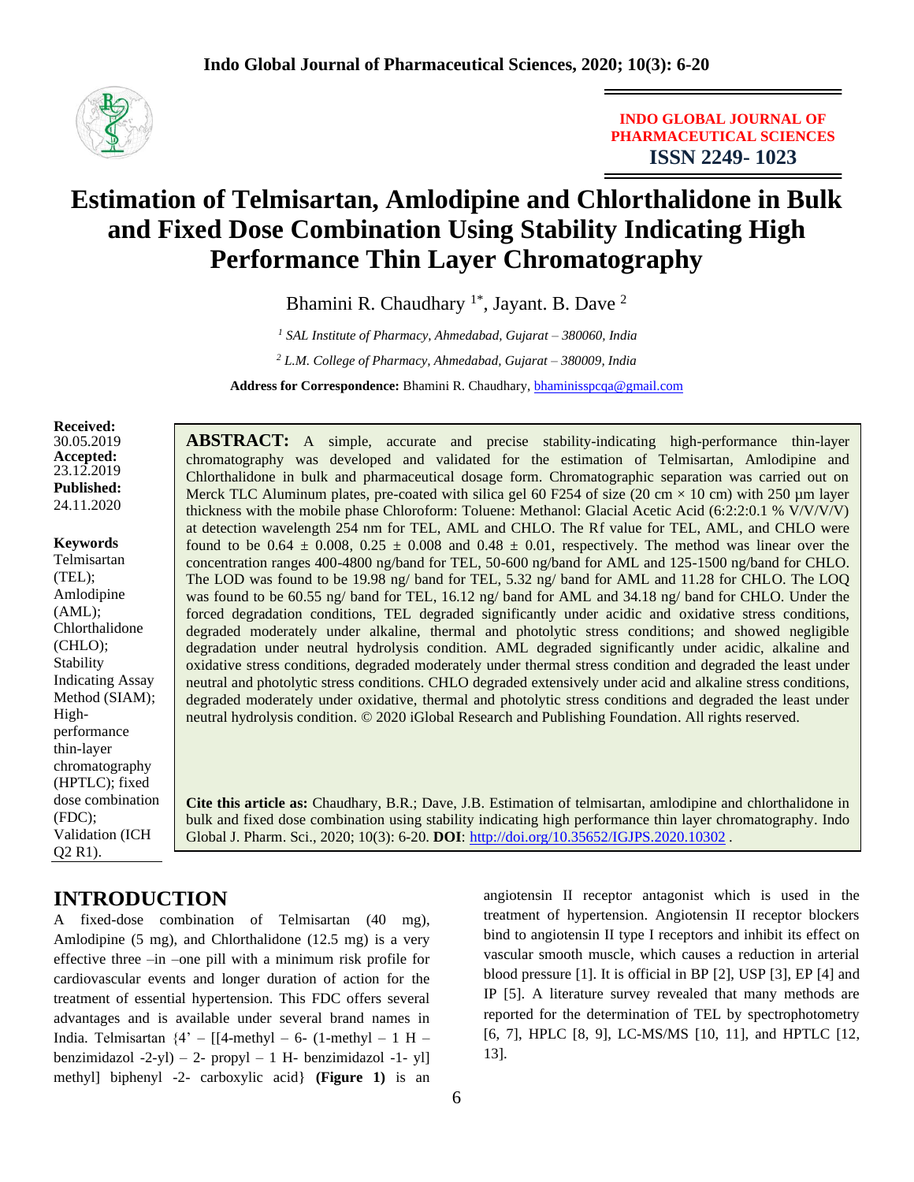INDO GLOBAL JOURNAL OF PHARMACEUTICAL SCIENCES
ISSN 2249- 1023

# Estimation of Telmisartan, Amlodipine and Chlorthalidone in Bulk and Fixed Dose Combination Using Stability Indicating High Performance Thin Layer Chromatography

Bhamini R. Chaudhary [1*], Jayant. B. Dave [2]

[1] *SAL Institute of Pharmacy, Ahmedabad, Gujarat – 380060, India*

[2] *L.M. College of Pharmacy, Ahmedabad, Gujarat – 380009, India*

**Address for Correspondence:** Bhamini R. Chaudhary, bhaminisspcqa@gmail.com

**Received:** 30.05.2019
**Accepted:** 23.12.2019
**Published:** 24.11.2020

**Keywords**
Telmisartan (TEL); Amlodipine (AML); Chlorthalidone (CHLO); Stability Indicating Assay Method (SIAM); High-performance thin-layer chromatography (HPTLC); fixed dose combination (FDC); Validation (ICH Q2 R1).

**ABSTRACT:** A simple, accurate and precise stability-indicating high-performance thin-layer chromatography was developed and validated for the estimation of Telmisartan, Amlodipine and Chlorthalidone in bulk and pharmaceutical dosage form. Chromatographic separation was carried out on Merck TLC Aluminum plates, pre-coated with silica gel 60 F254 of size (20 cm × 10 cm) with 250 µm layer thickness with the mobile phase Chloroform: Toluene: Methanol: Glacial Acetic Acid (6:2:2:0.1 % V/V/V/V) at detection wavelength 254 nm for TEL, AML and CHLO. The Rf value for TEL, AML, and CHLO were found to be 0.64 ± 0.008, 0.25 ± 0.008 and 0.48 ± 0.01, respectively. The method was linear over the concentration ranges 400-4800 ng/band for TEL, 50-600 ng/band for AML and 125-1500 ng/band for CHLO. The LOD was found to be 19.98 ng/ band for TEL, 5.32 ng/ band for AML and 11.28 for CHLO. The LOQ was found to be 60.55 ng/ band for TEL, 16.12 ng/ band for AML and 34.18 ng/ band for CHLO. Under the forced degradation conditions, TEL degraded significantly under acidic and oxidative stress conditions, degraded moderately under alkaline, thermal and photolytic stress conditions; and showed negligible degradation under neutral hydrolysis condition. AML degraded significantly under acidic, alkaline and oxidative stress conditions, degraded moderately under thermal stress condition and degraded the least under neutral and photolytic stress conditions. CHLO degraded extensively under acid and alkaline stress conditions, degraded moderately under oxidative, thermal and photolytic stress conditions and degraded the least under neutral hydrolysis condition. © 2020 iGlobal Research and Publishing Foundation. All rights reserved.

**Cite this article as:** Chaudhary, B.R.; Dave, J.B. Estimation of telmisartan, amlodipine and chlorthalidone in bulk and fixed dose combination using stability indicating high performance thin layer chromatography. Indo Global J. Pharm. Sci., 2020; 10(3): 6-20. **DOI**: http://doi.org/10.35652/IGJPS.2020.10302 .

## INTRODUCTION

A fixed-dose combination of Telmisartan (40 mg), Amlodipine (5 mg), and Chlorthalidone (12.5 mg) is a very effective three –in –one pill with a minimum risk profile for cardiovascular events and longer duration of action for the treatment of essential hypertension. This FDC offers several advantages and is available under several brand names in India. Telmisartan {4' – [[4-methyl – 6- (1-methyl – 1 H – benzimidazol -2-yl) – 2- propyl – 1 H- benzimidazol -1- yl] methyl] biphenyl -2- carboxylic acid} **(Figure 1)** is an angiotensin II receptor antagonist which is used in the treatment of hypertension. Angiotensin II receptor blockers bind to angiotensin II type I receptors and inhibit its effect on vascular smooth muscle, which causes a reduction in arterial blood pressure [1]. It is official in BP [2], USP [3], EP [4] and IP [5]. A literature survey revealed that many methods are reported for the determination of TEL by spectrophotometry [6, 7], HPLC [8, 9], LC-MS/MS [10, 11], and HPTLC [12, 13].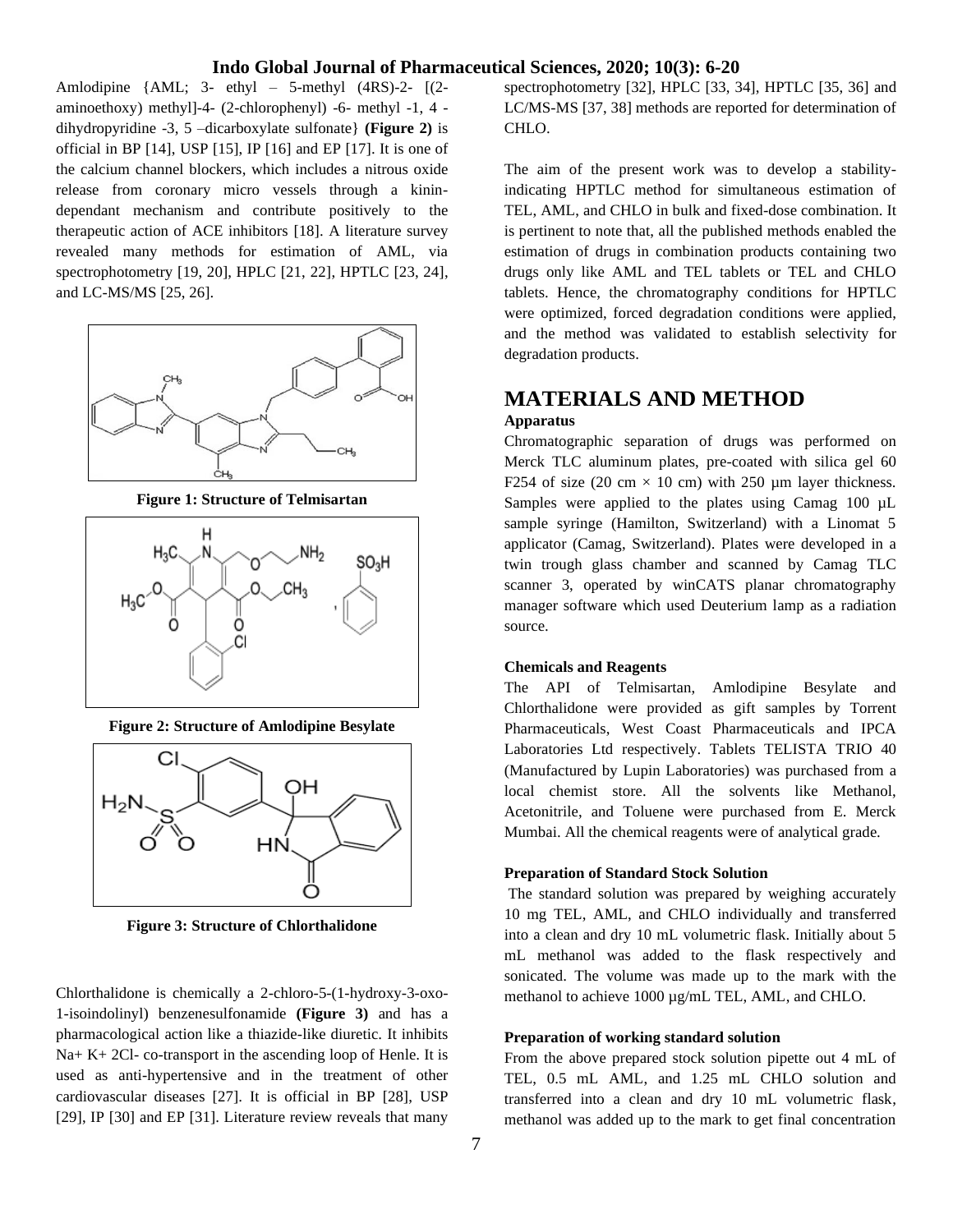Amlodipine {AML; 3- ethyl – 5-methyl (4RS)-2- [(2-aminoethoxy) methyl]-4- (2-chlorophenyl) -6- methyl -1, 4 -dihydropyridine -3, 5 –dicarboxylate sulfonate} **(Figure 2)** is official in BP [14], USP [15], IP [16] and EP [17]. It is one of the calcium channel blockers, which includes a nitrous oxide release from coronary micro vessels through a kinin-dependant mechanism and contribute positively to the therapeutic action of ACE inhibitors [18]. A literature survey revealed many methods for estimation of AML, via spectrophotometry [19, 20], HPLC [21, 22], HPTLC [23, 24], and LC-MS/MS [25, 26].

**Figure 1: Structure of Telmisartan**

**Figure 2: Structure of Amlodipine Besylate**

**Figure 3: Structure of Chlorthalidone**

Chlorthalidone is chemically a 2-chloro-5-(1-hydroxy-3-oxo-1-isoindolinyl) benzenesulfonamide **(Figure 3)** and has a pharmacological action like a thiazide-like diuretic. It inhibits $Na^+$ $K^+$ $2Cl^-$ co-transport in the ascending loop of Henle. It is used as anti-hypertensive and in the treatment of other cardiovascular diseases [27]. It is official in BP [28], USP [29], IP [30] and EP [31]. Literature review reveals that many spectrophotometry [32], HPLC [33, 34], HPTLC [35, 36] and LC/MS-MS [37, 38] methods are reported for determination of CHLO.

The aim of the present work was to develop a stability-indicating HPTLC method for simultaneous estimation of TEL, AML, and CHLO in bulk and fixed-dose combination. It is pertinent to note that, all the published methods enabled the estimation of drugs in combination products containing two drugs only like AML and TEL tablets or TEL and CHLO tablets. Hence, the chromatography conditions for HPTLC were optimized, forced degradation conditions were applied, and the method was validated to establish selectivity for degradation products.

# MATERIALS AND METHOD

### Apparatus

Chromatographic separation of drugs was performed on Merck TLC aluminum plates, pre-coated with silica gel 60 F254 of size (20 cm × 10 cm) with 250 µm layer thickness. Samples were applied to the plates using Camag 100 µL sample syringe (Hamilton, Switzerland) with a Linomat 5 applicator (Camag, Switzerland). Plates were developed in a twin trough glass chamber and scanned by Camag TLC scanner 3, operated by winCATS planar chromatography manager software which used Deuterium lamp as a radiation source.

#### Chemicals and Reagents

The API of Telmisartan, Amlodipine Besylate and Chlorthalidone were provided as gift samples by Torrent Pharmaceuticals, West Coast Pharmaceuticals and IPCA Laboratories Ltd respectively. Tablets TELISTA TRIO 40 (Manufactured by Lupin Laboratories) was purchased from a local chemist store. All the solvents like Methanol, Acetonitrile, and Toluene were purchased from E. Merck Mumbai. All the chemical reagents were of analytical grade.

#### Preparation of Standard Stock Solution

The standard solution was prepared by weighing accurately 10 mg TEL, AML, and CHLO individually and transferred into a clean and dry 10 mL volumetric flask. Initially about 5 mL methanol was added to the flask respectively and sonicated. The volume was made up to the mark with the methanol to achieve 1000 µg/mL TEL, AML, and CHLO.

#### Preparation of working standard solution

From the above prepared stock solution pipette out 4 mL of TEL, 0.5 mL AML, and 1.25 mL CHLO solution and transferred into a clean and dry 10 mL volumetric flask, methanol was added up to the mark to get final concentration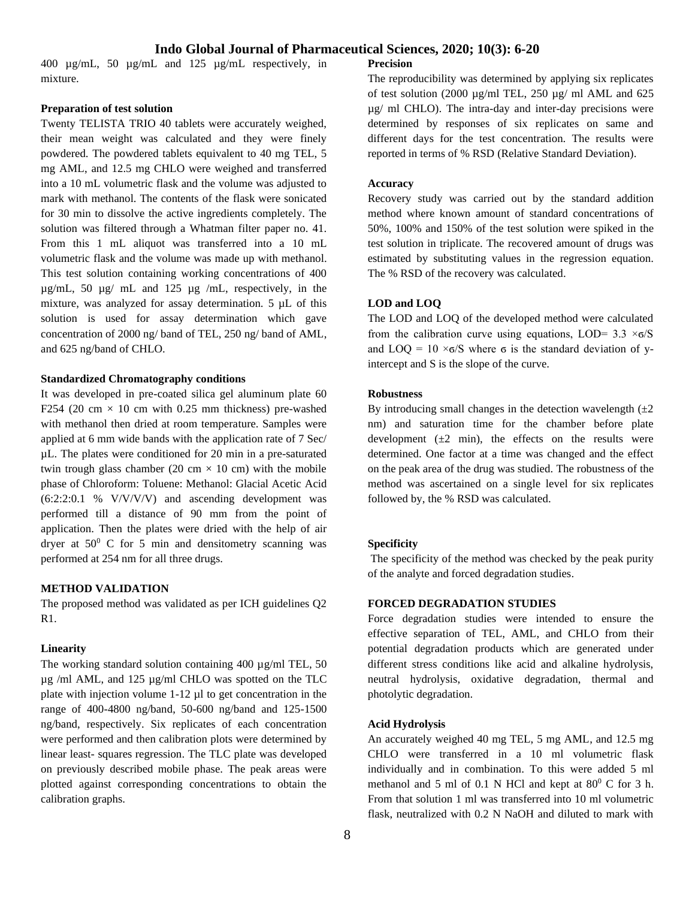400 µg/mL, 50 µg/mL and 125 µg/mL respectively, in mixture.

**Preparation of test solution**

Twenty TELISTA TRIO 40 tablets were accurately weighed, their mean weight was calculated and they were finely powdered. The powdered tablets equivalent to 40 mg TEL, 5 mg AML, and 12.5 mg CHLO were weighed and transferred into a 10 mL volumetric flask and the volume was adjusted to mark with methanol. The contents of the flask were sonicated for 30 min to dissolve the active ingredients completely. The solution was filtered through a Whatman filter paper no. 41. From this 1 mL aliquot was transferred into a 10 mL volumetric flask and the volume was made up with methanol. This test solution containing working concentrations of 400 µg/mL, 50 µg/ mL and 125 µg /mL, respectively, in the mixture, was analyzed for assay determination. 5 µL of this solution is used for assay determination which gave concentration of 2000 ng/ band of TEL, 250 ng/ band of AML, and 625 ng/band of CHLO.

**Standardized Chromatography conditions**

It was developed in pre-coated silica gel aluminum plate 60 F254 (20 cm × 10 cm with 0.25 mm thickness) pre-washed with methanol then dried at room temperature. Samples were applied at 6 mm wide bands with the application rate of 7 Sec/ µL. The plates were conditioned for 20 min in a pre-saturated twin trough glass chamber (20 cm × 10 cm) with the mobile phase of Chloroform: Toluene: Methanol: Glacial Acetic Acid (6:2:2:0.1 % V/V/V/V) and ascending development was performed till a distance of 90 mm from the point of application. Then the plates were dried with the help of air dryer at $50^0$ C for 5 min and densitometry scanning was performed at 254 nm for all three drugs.

## METHOD VALIDATION

The proposed method was validated as per ICH guidelines Q2 R1.

**Linearity**

The working standard solution containing 400 µg/ml TEL, 50 µg /ml AML, and 125 µg/ml CHLO was spotted on the TLC plate with injection volume 1-12 µl to get concentration in the range of 400-4800 ng/band, 50-600 ng/band and 125-1500 ng/band, respectively. Six replicates of each concentration were performed and then calibration plots were determined by linear least- squares regression. The TLC plate was developed on previously described mobile phase. The peak areas were plotted against corresponding concentrations to obtain the calibration graphs.

**Precision**

The reproducibility was determined by applying six replicates of test solution (2000 µg/ml TEL, 250 µg/ ml AML and 625 µg/ ml CHLO). The intra-day and inter-day precisions were determined by responses of six replicates on same and different days for the test concentration. The results were reported in terms of % RSD (Relative Standard Deviation).

**Accuracy**

Recovery study was carried out by the standard addition method where known amount of standard concentrations of 50%, 100% and 150% of the test solution were spiked in the test solution in triplicate. The recovered amount of drugs was estimated by substituting values in the regression equation. The % RSD of the recovery was calculated.

**LOD and LOQ**

The LOD and LOQ of the developed method were calculated from the calibration curve using equations, LOD= $3.3 \times \sigma/S$ and LOQ = $10 \times \sigma/S$ where σ is the standard deviation of y-intercept and S is the slope of the curve.

**Robustness**

By introducing small changes in the detection wavelength (±2 nm) and saturation time for the chamber before plate development (±2 min), the effects on the results were determined. One factor at a time was changed and the effect on the peak area of the drug was studied. The robustness of the method was ascertained on a single level for six replicates followed by, the % RSD was calculated.

**Specificity**

The specificity of the method was checked by the peak purity of the analyte and forced degradation studies.

## FORCED DEGRADATION STUDIES

Force degradation studies were intended to ensure the effective separation of TEL, AML, and CHLO from their potential degradation products which are generated under different stress conditions like acid and alkaline hydrolysis, neutral hydrolysis, oxidative degradation, thermal and photolytic degradation.

**Acid Hydrolysis**

An accurately weighed 40 mg TEL, 5 mg AML, and 12.5 mg CHLO were transferred in a 10 ml volumetric flask individually and in combination. To this were added 5 ml methanol and 5 ml of 0.1 N HCl and kept at $80^0$ C for 3 h. From that solution 1 ml was transferred into 10 ml volumetric flask, neutralized with 0.2 N NaOH and diluted to mark with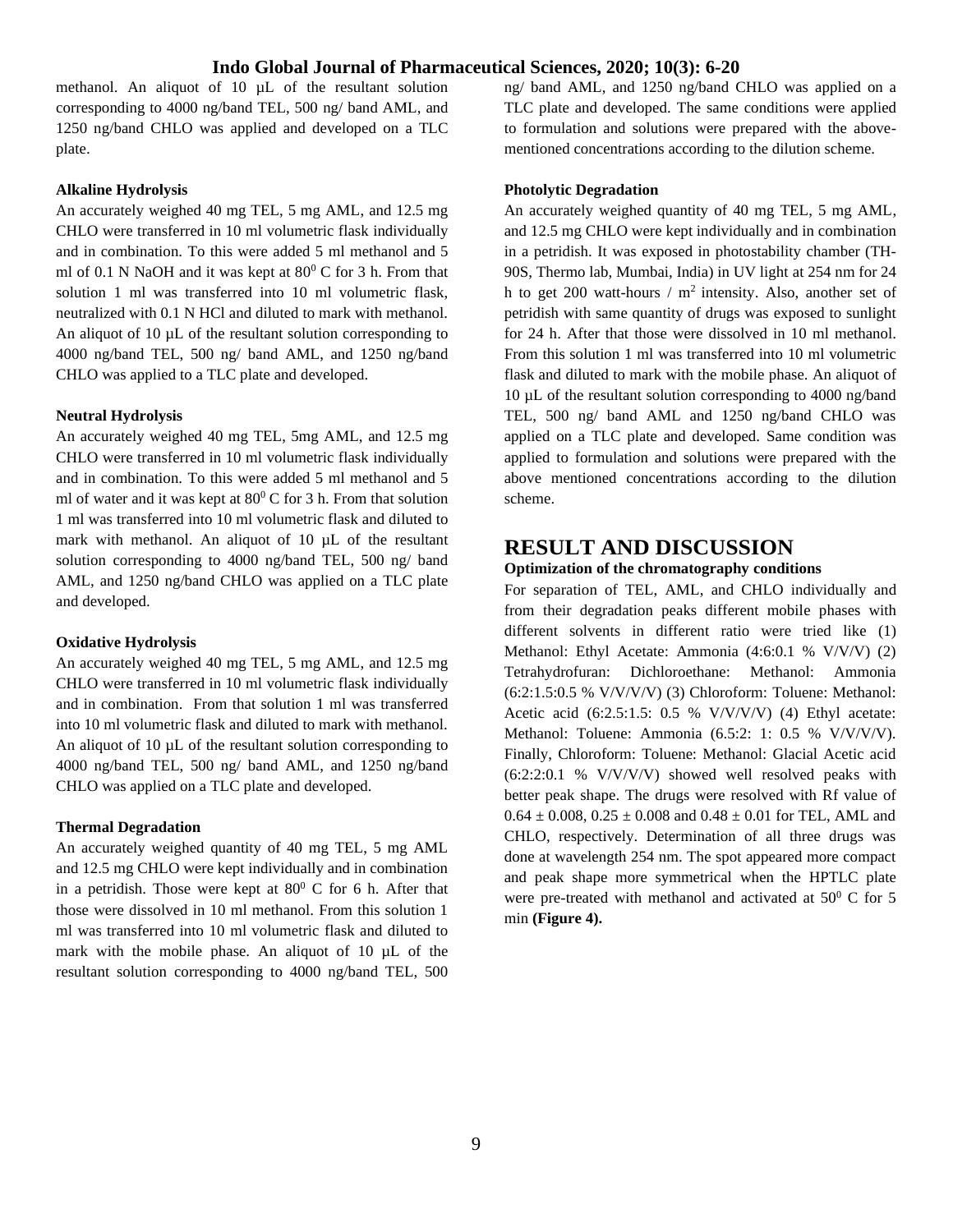methanol. An aliquot of 10 µL of the resultant solution corresponding to 4000 ng/band TEL, 500 ng/ band AML, and 1250 ng/band CHLO was applied and developed on a TLC plate.

**Alkaline Hydrolysis**

An accurately weighed 40 mg TEL, 5 mg AML, and 12.5 mg CHLO were transferred in 10 ml volumetric flask individually and in combination. To this were added 5 ml methanol and 5 ml of 0.1 N NaOH and it was kept at $80^0$ C for 3 h. From that solution 1 ml was transferred into 10 ml volumetric flask, neutralized with 0.1 N HCl and diluted to mark with methanol. An aliquot of 10 µL of the resultant solution corresponding to 4000 ng/band TEL, 500 ng/ band AML, and 1250 ng/band CHLO was applied to a TLC plate and developed.

**Neutral Hydrolysis**

An accurately weighed 40 mg TEL, 5mg AML, and 12.5 mg CHLO were transferred in 10 ml volumetric flask individually and in combination. To this were added 5 ml methanol and 5 ml of water and it was kept at $80^0$ C for 3 h. From that solution 1 ml was transferred into 10 ml volumetric flask and diluted to mark with methanol. An aliquot of 10 µL of the resultant solution corresponding to 4000 ng/band TEL, 500 ng/ band AML, and 1250 ng/band CHLO was applied on a TLC plate and developed.

**Oxidative Hydrolysis**

An accurately weighed 40 mg TEL, 5 mg AML, and 12.5 mg CHLO were transferred in 10 ml volumetric flask individually and in combination. From that solution 1 ml was transferred into 10 ml volumetric flask and diluted to mark with methanol. An aliquot of 10 µL of the resultant solution corresponding to 4000 ng/band TEL, 500 ng/ band AML, and 1250 ng/band CHLO was applied on a TLC plate and developed.

**Thermal Degradation**

An accurately weighed quantity of 40 mg TEL, 5 mg AML and 12.5 mg CHLO were kept individually and in combination in a petridish. Those were kept at $80^0$ C for 6 h. After that those were dissolved in 10 ml methanol. From this solution 1 ml was transferred into 10 ml volumetric flask and diluted to mark with the mobile phase. An aliquot of 10 µL of the resultant solution corresponding to 4000 ng/band TEL, 500 ng/ band AML, and 1250 ng/band CHLO was applied on a TLC plate and developed. The same conditions were applied to formulation and solutions were prepared with the above-mentioned concentrations according to the dilution scheme.

**Photolytic Degradation**

An accurately weighed quantity of 40 mg TEL, 5 mg AML, and 12.5 mg CHLO were kept individually and in combination in a petridish. It was exposed in photostability chamber (TH-90S, Thermo lab, Mumbai, India) in UV light at 254 nm for 24 h to get 200 watt-hours / $m^2$ intensity. Also, another set of petridish with same quantity of drugs was exposed to sunlight for 24 h. After that those were dissolved in 10 ml methanol. From this solution 1 ml was transferred into 10 ml volumetric flask and diluted to mark with the mobile phase. An aliquot of 10 µL of the resultant solution corresponding to 4000 ng/band TEL, 500 ng/ band AML and 1250 ng/band CHLO was applied on a TLC plate and developed. Same condition was applied to formulation and solutions were prepared with the above mentioned concentrations according to the dilution scheme.

# RESULT AND DISCUSSION

**Optimization of the chromatography conditions**

For separation of TEL, AML, and CHLO individually and from their degradation peaks different mobile phases with different solvents in different ratio were tried like (1) Methanol: Ethyl Acetate: Ammonia (4:6:0.1 % V/V/V) (2) Tetrahydrofuran: Dichloroethane: Methanol: Ammonia (6:2:1.5:0.5 % V/V/V/V) (3) Chloroform: Toluene: Methanol: Acetic acid (6:2.5:1.5: 0.5 % V/V/V/V) (4) Ethyl acetate: Methanol: Toluene: Ammonia (6.5:2: 1: 0.5 % V/V/V/V). Finally, Chloroform: Toluene: Methanol: Glacial Acetic acid (6:2:2:0.1 % V/V/V/V) showed well resolved peaks with better peak shape. The drugs were resolved with Rf value of $0.64 \pm 0.008$, $0.25 \pm 0.008$ and $0.48 \pm 0.01$ for TEL, AML and CHLO, respectively. Determination of all three drugs was done at wavelength 254 nm. The spot appeared more compact and peak shape more symmetrical when the HPTLC plate were pre-treated with methanol and activated at $50^0$ C for 5 min **(Figure 4).**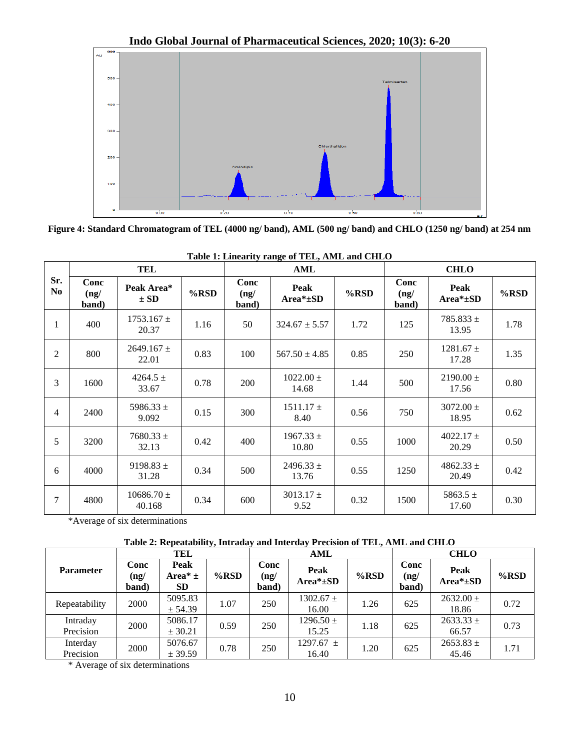Figure 4: Standard Chromatogram of TEL (4000 ng/ band), AML (500 ng/ band) and CHLO (1250 ng/ band) at 254 nm

**Table 1: Linearity range of TEL, AML and CHLO**

| Sr. No | TEL | | | AML | | | CHLO | | |
|---|---|---|---|---|---|---|---|---|---|
| | Conc (ng/ band) | Peak Area* ± SD | %RSD | Conc (ng/ band) | Peak Area*±SD | %RSD | Conc (ng/ band) | Peak Area*±SD | %RSD |
| 1 | 400 | 1753.167 ± 20.37 | 1.16 | 50 | 324.67 ± 5.57 | 1.72 | 125 | 785.833 ± 13.95 | 1.78 |
| 2 | 800 | 2649.167 ± 22.01 | 0.83 | 100 | 567.50 ± 4.85 | 0.85 | 250 | 1281.67 ± 17.28 | 1.35 |
| 3 | 1600 | 4264.5 ± 33.67 | 0.78 | 200 | 1022.00 ± 14.68 | 1.44 | 500 | 2190.00 ± 17.56 | 0.80 |
| 4 | 2400 | 5986.33 ± 9.092 | 0.15 | 300 | 1511.17 ± 8.40 | 0.56 | 750 | 3072.00 ± 18.95 | 0.62 |
| 5 | 3200 | 7680.33 ± 32.13 | 0.42 | 400 | 1967.33 ± 10.80 | 0.55 | 1000 | 4022.17 ± 20.29 | 0.50 |
| 6 | 4000 | 9198.83 ± 31.28 | 0.34 | 500 | 2496.33 ± 13.76 | 0.55 | 1250 | 4862.33 ± 20.49 | 0.42 |
| 7 | 4800 | 10686.70 ± 40.168 | 0.34 | 600 | 3013.17 ± 9.52 | 0.32 | 1500 | 5863.5 ± 17.60 | 0.30 |

*Average of six determinations

**Table 2: Repeatability, Intraday and Interday Precision of TEL, AML and CHLO**

| Parameter | TEL | | | AML | | | CHLO | | |
|---|---|---|---|---|---|---|---|---|---|
| | Conc (ng/ band) | Peak Area* ± SD | %RSD | Conc (ng/ band) | Peak Area*±SD | %RSD | Conc (ng/ band) | Peak Area*±SD | %RSD |
| Repeatability | 2000 | 5095.83 ± 54.39 | 1.07 | 250 | 1302.67 ± 16.00 | 1.26 | 625 | 2632.00 ± 18.86 | 0.72 |
| Intraday Precision | 2000 | 5086.17 ± 30.21 | 0.59 | 250 | 1296.50 ± 15.25 | 1.18 | 625 | 2633.33 ± 66.57 | 0.73 |
| Interday Precision | 2000 | 5076.67 ± 39.59 | 0.78 | 250 | 1297.67 ± 16.40 | 1.20 | 625 | 2653.83 ± 45.46 | 1.71 |

* Average of six determinations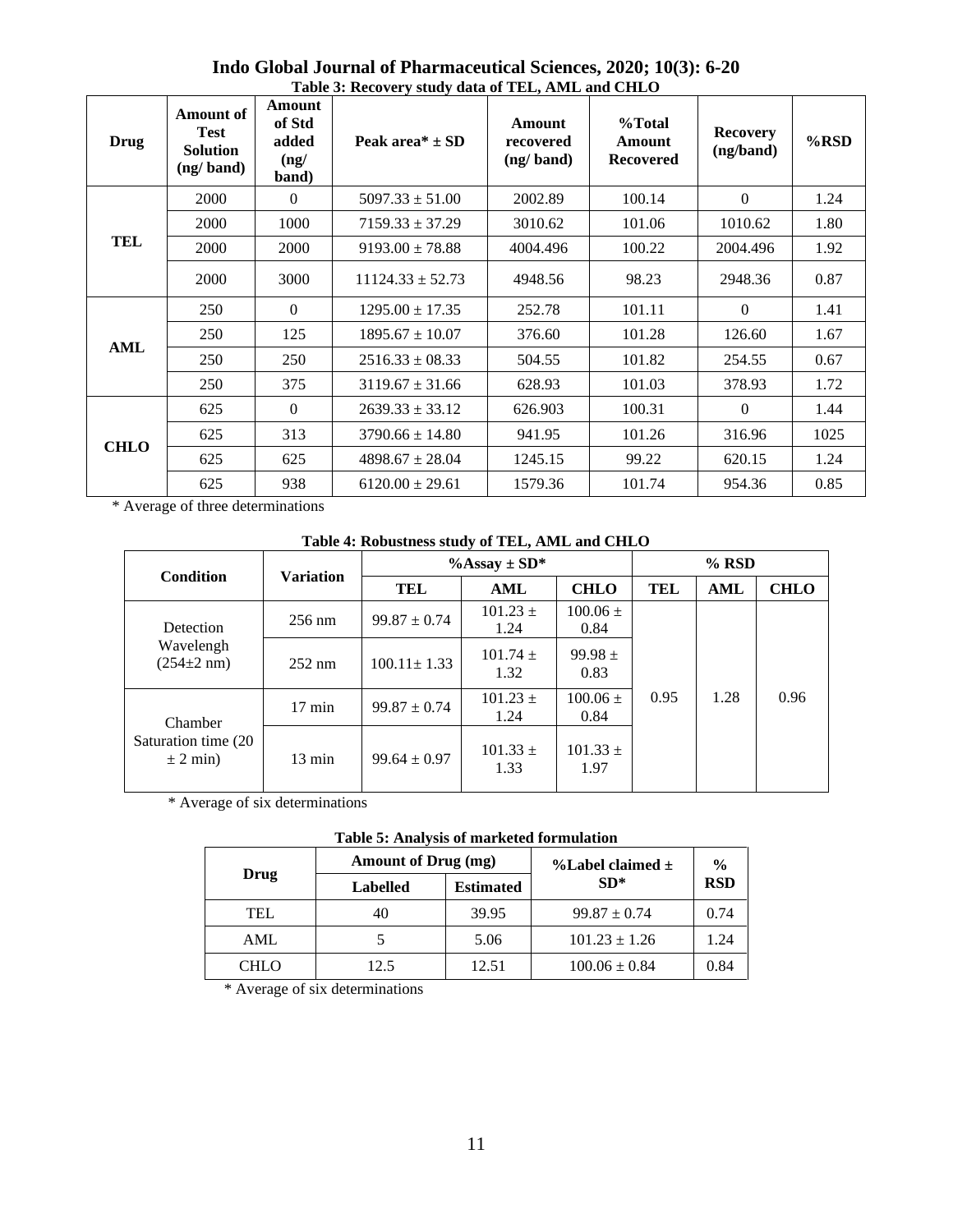**Table 3: Recovery study data of TEL, AML and CHLO**

| Drug | Amount of Test Solution (ng/ band) | Amount of Std added (ng/ band) | Peak area* ± SD | Amount recovered (ng/ band) | %Total Amount Recovered | Recovery (ng/band) | %RSD |
|---|---|---|---|---|---|---|---|
| TEL | 2000 | 0 | 5097.33 ± 51.00 | 2002.89 | 100.14 | 0 | 1.24 |
| | 2000 | 1000 | 7159.33 ± 37.29 | 3010.62 | 101.06 | 1010.62 | 1.80 |
| | 2000 | 2000 | 9193.00 ± 78.88 | 4004.496 | 100.22 | 2004.496 | 1.92 |
| | 2000 | 3000 | 11124.33 ± 52.73 | 4948.56 | 98.23 | 2948.36 | 0.87 |
| AML | 250 | 0 | 1295.00 ± 17.35 | 252.78 | 101.11 | 0 | 1.41 |
| | 250 | 125 | 1895.67 ± 10.07 | 376.60 | 101.28 | 126.60 | 1.67 |
| | 250 | 250 | 2516.33 ± 08.33 | 504.55 | 101.82 | 254.55 | 0.67 |
| | 250 | 375 | 3119.67 ± 31.66 | 628.93 | 101.03 | 378.93 | 1.72 |
| CHLO | 625 | 0 | 2639.33 ± 33.12 | 626.903 | 100.31 | 0 | 1.44 |
| | 625 | 313 | 3790.66 ± 14.80 | 941.95 | 101.26 | 316.96 | 1025 |
| | 625 | 625 | 4898.67 ± 28.04 | 1245.15 | 99.22 | 620.15 | 1.24 |
| | 625 | 938 | 6120.00 ± 29.61 | 1579.36 | 101.74 | 954.36 | 0.85 |

\* Average of three determinations

**Table 4: Robustness study of TEL, AML and CHLO**

| Condition | Variation | %Assay ± SD* | | | % RSD | | |
|---|---|---|---|---|---|---|---|
| | | TEL | AML | CHLO | TEL | AML | CHLO |
| Detection Wavelengh (254±2 nm) | 256 nm | 99.87 ± 0.74 | 101.23 ± 1.24 | 100.06 ± 0.84 | 0.95 | 1.28 | 0.96 |
| | 252 nm | 100.11± 1.33 | 101.74 ± 1.32 | 99.98 ± 0.83 | | | |
| Chamber Saturation time (20 ± 2 min) | 17 min | 99.87 ± 0.74 | 101.23 ± 1.24 | 100.06 ± 0.84 | | | |
| | 13 min | 99.64 ± 0.97 | 101.33 ± 1.33 | 101.33 ± 1.97 | | | |

\* Average of six determinations

**Table 5: Analysis of marketed formulation**

| Drug | Amount of Drug (mg) | | %Label claimed ± SD* | % RSD |
|---|---|---|---|---|
| | Labelled | Estimated | | |
| TEL | 40 | 39.95 | 99.87 ± 0.74 | 0.74 |
| AML | 5 | 5.06 | 101.23 ± 1.26 | 1.24 |
| CHLO | 12.5 | 12.51 | 100.06 ± 0.84 | 0.84 |

\* Average of six determinations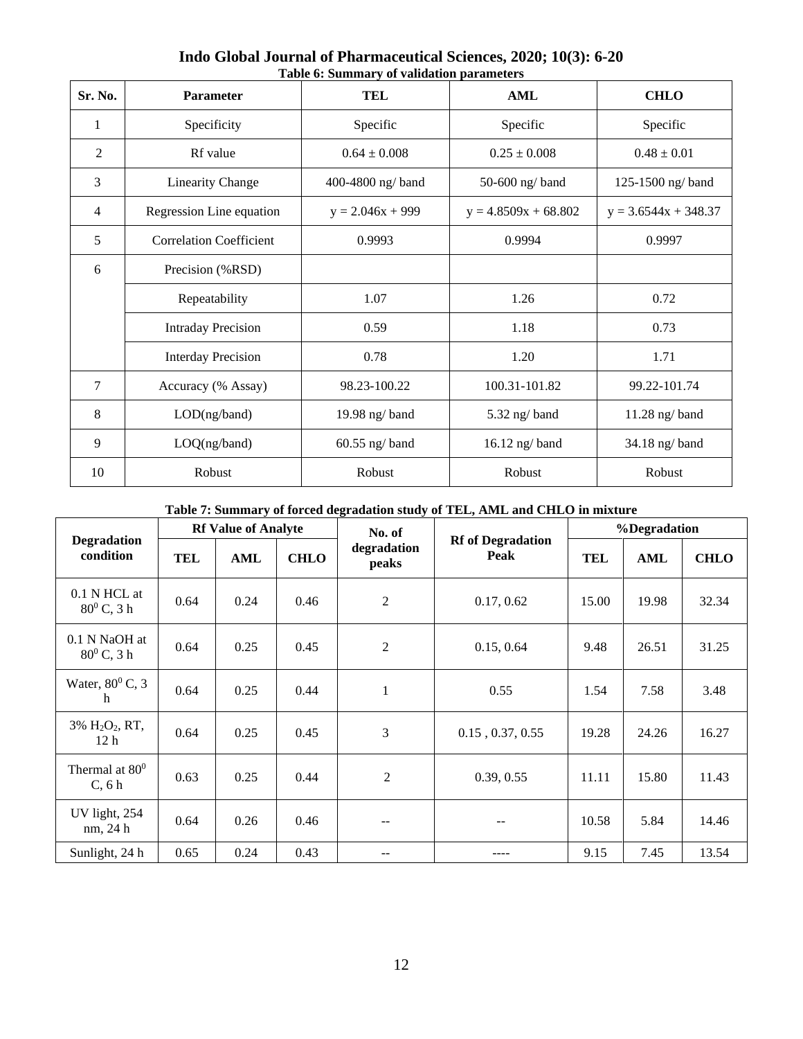**Table 6: Summary of validation parameters**

| Sr. No. | Parameter | TEL | AML | CHLO |
|---|---|---|---|---|
| 1 | Specificity | Specific | Specific | Specific |
| 2 | Rf value | 0.64 ± 0.008 | 0.25 ± 0.008 | 0.48 ± 0.01 |
| 3 | Linearity Change | 400-4800 ng/ band | 50-600 ng/ band | 125-1500 ng/ band |
| 4 | Regression Line equation | $y = 2.046x + 999$ | $y = 4.8509x + 68.802$ | $y = 3.6544x + 348.37$ |
| 5 | Correlation Coefficient | 0.9993 | 0.9994 | 0.9997 |
| 6 | Precision (%RSD) | | | |
| | Repeatability | 1.07 | 1.26 | 0.72 |
| | Intraday Precision | 0.59 | 1.18 | 0.73 |
| | Interday Precision | 0.78 | 1.20 | 1.71 |
| 7 | Accuracy (% Assay) | 98.23-100.22 | 100.31-101.82 | 99.22-101.74 |
| 8 | LOD(ng/band) | 19.98 ng/ band | 5.32 ng/ band | 11.28 ng/ band |
| 9 | LOQ(ng/band) | 60.55 ng/ band | 16.12 ng/ band | 34.18 ng/ band |
| 10 | Robust | Robust | Robust | Robust |

**Table 7: Summary of forced degradation study of TEL, AML and CHLO in mixture**

| Degradation condition | Rf Value of Analyte | | | No. of degradation peaks | Rf of Degradation Peak | %Degradation | | |
|---|---|---|---|---|---|---|---|---|
| | TEL | AML | CHLO | | | TEL | AML | CHLO |
| 0.1 N HCL at $80^0$ C, 3 h | 0.64 | 0.24 | 0.46 | 2 | 0.17, 0.62 | 15.00 | 19.98 | 32.34 |
| 0.1 N NaOH at $80^0$ C, 3 h | 0.64 | 0.25 | 0.45 | 2 | 0.15, 0.64 | 9.48 | 26.51 | 31.25 |
| Water, $80^0$ C, 3 h | 0.64 | 0.25 | 0.44 | 1 | 0.55 | 1.54 | 7.58 | 3.48 |
| 3% $H_2O_2$, RT, 12 h | 0.64 | 0.25 | 0.45 | 3 | 0.15 , 0.37, 0.55 | 19.28 | 24.26 | 16.27 |
| Thermal at $80^0$ C, 6 h | 0.63 | 0.25 | 0.44 | 2 | 0.39, 0.55 | 11.11 | 15.80 | 11.43 |
| UV light, 254 nm, 24 h | 0.64 | 0.26 | 0.46 | -- | -- | 10.58 | 5.84 | 14.46 |
| Sunlight, 24 h | 0.65 | 0.24 | 0.43 | -- | ---- | 9.15 | 7.45 | 13.54 |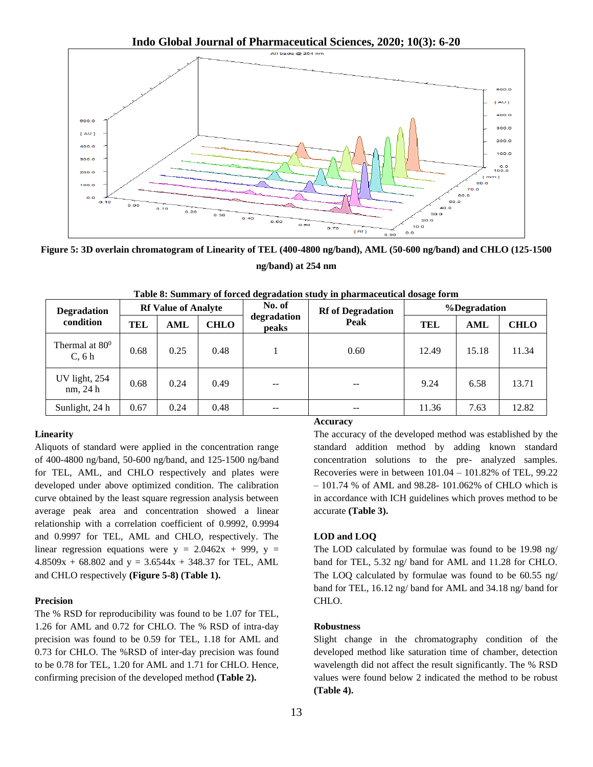Figure 5: 3D overlain chromatogram of Linearity of TEL (400-4800 ng/band), AML (50-600 ng/band) and CHLO (125-1500 ng/band) at 254 nm

**Table 8: Summary of forced degradation study in pharmaceutical dosage form**

| Degradation condition | Rf Value of Analyte | | | No. of degradation peaks | Rf of Degradation Peak | %Degradation | | |
|---|---|---|---|---|---|---|---|---|
| | TEL | AML | CHLO | | | TEL | AML | CHLO |
| Thermal at 80$^0$ C, 6 h | 0.68 | 0.25 | 0.48 | 1 | 0.60 | 12.49 | 15.18 | 11.34 |
| UV light, 254 nm, 24 h | 0.68 | 0.24 | 0.49 | -- | -- | 9.24 | 6.58 | 13.71 |
| Sunlight, 24 h | 0.67 | 0.24 | 0.48 | -- | -- | 11.36 | 7.63 | 12.82 |

### Linearity

Aliquots of standard were applied in the concentration range of 400-4800 ng/band, 50-600 ng/band, and 125-1500 ng/band for TEL, AML, and CHLO respectively and plates were developed under above optimized condition. The calibration curve obtained by the least square regression analysis between average peak area and concentration showed a linear relationship with a correlation coefficient of 0.9992, 0.9994 and 0.9997 for TEL, AML and CHLO, respectively. The linear regression equations were $y = 2.0462x + 999$, $y = 4.8509x + 68.802$ and $y = 3.6544x + 348.37$ for TEL, AML and CHLO respectively **(Figure 5-8) (Table 1).**

### Precision

The % RSD for reproducibility was found to be 1.07 for TEL, 1.26 for AML and 0.72 for CHLO. The % RSD of intra-day precision was found to be 0.59 for TEL, 1.18 for AML and 0.73 for CHLO. The %RSD of inter-day precision was found to be 0.78 for TEL, 1.20 for AML and 1.71 for CHLO. Hence, confirming precision of the developed method **(Table 2).**

### Accuracy

The accuracy of the developed method was established by the standard addition method by adding known standard concentration solutions to the pre- analyzed samples. Recoveries were in between 101.04 – 101.82% of TEL, 99.22 – 101.74 % of AML and 98.28- 101.062% of CHLO which is in accordance with ICH guidelines which proves method to be accurate **(Table 3).**

### LOD and LOQ

The LOD calculated by formulae was found to be 19.98 ng/ band for TEL, 5.32 ng/ band for AML and 11.28 for CHLO. The LOQ calculated by formulae was found to be 60.55 ng/ band for TEL, 16.12 ng/ band for AML and 34.18 ng/ band for CHLO.

### Robustness

Slight change in the chromatography condition of the developed method like saturation time of chamber, detection wavelength did not affect the result significantly. The % RSD values were found below 2 indicated the method to be robust **(Table 4).**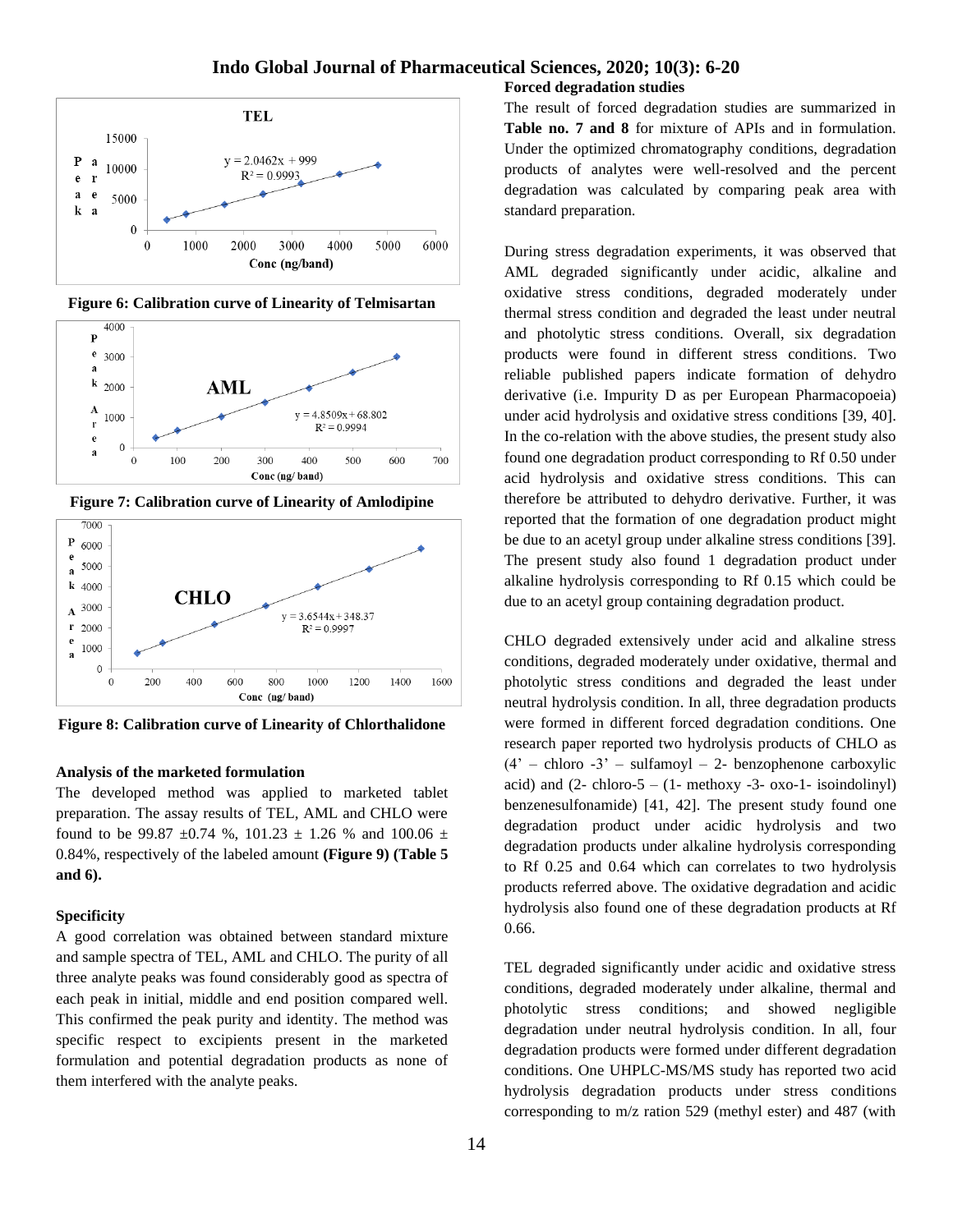Figure 6: Calibration curve of Linearity of Telmisartan

Figure 7: Calibration curve of Linearity of Amlodipine

Figure 8: Calibration curve of Linearity of Chlorthalidone

**Analysis of the marketed formulation**

The developed method was applied to marketed tablet preparation. The assay results of TEL, AML and CHLO were found to be 99.87 ±0.74 %, 101.23 ± 1.26 % and 100.06 ± 0.84%, respectively of the labeled amount **(Figure 9) (Table 5 and 6).**

**Specificity**

A good correlation was obtained between standard mixture and sample spectra of TEL, AML and CHLO. The purity of all three analyte peaks was found considerably good as spectra of each peak in initial, middle and end position compared well. This confirmed the peak purity and identity. The method was specific respect to excipients present in the marketed formulation and potential degradation products as none of them interfered with the analyte peaks.

**Forced degradation studies**

The result of forced degradation studies are summarized in **Table no. 7 and 8** for mixture of APIs and in formulation. Under the optimized chromatography conditions, degradation products of analytes were well-resolved and the percent degradation was calculated by comparing peak area with standard preparation.

During stress degradation experiments, it was observed that AML degraded significantly under acidic, alkaline and oxidative stress conditions, degraded moderately under thermal stress condition and degraded the least under neutral and photolytic stress conditions. Overall, six degradation products were found in different stress conditions. Two reliable published papers indicate formation of dehydro derivative (i.e. Impurity D as per European Pharmacopoeia) under acid hydrolysis and oxidative stress conditions [39, 40]. In the co-relation with the above studies, the present study also found one degradation product corresponding to Rf 0.50 under acid hydrolysis and oxidative stress conditions. This can therefore be attributed to dehydro derivative. Further, it was reported that the formation of one degradation product might be due to an acetyl group under alkaline stress conditions [39]. The present study also found 1 degradation product under alkaline hydrolysis corresponding to Rf 0.15 which could be due to an acetyl group containing degradation product.

CHLO degraded extensively under acid and alkaline stress conditions, degraded moderately under oxidative, thermal and photolytic stress conditions and degraded the least under neutral hydrolysis condition. In all, three degradation products were formed in different forced degradation conditions. One research paper reported two hydrolysis products of CHLO as (4' – chloro -3' – sulfamoyl – 2- benzophenone carboxylic acid) and (2- chloro-5 – (1- methoxy -3- oxo-1- isoindolinyl) benzenesulfonamide) [41, 42]. The present study found one degradation product under acidic hydrolysis and two degradation products under alkaline hydrolysis corresponding to Rf 0.25 and 0.64 which can correlates to two hydrolysis products referred above. The oxidative degradation and acidic hydrolysis also found one of these degradation products at Rf 0.66.

TEL degraded significantly under acidic and oxidative stress conditions, degraded moderately under alkaline, thermal and photolytic stress conditions; and showed negligible degradation under neutral hydrolysis condition. In all, four degradation products were formed under different degradation conditions. One UHPLC-MS/MS study has reported two acid hydrolysis degradation products under stress conditions corresponding to m/z ration 529 (methyl ester) and 487 (with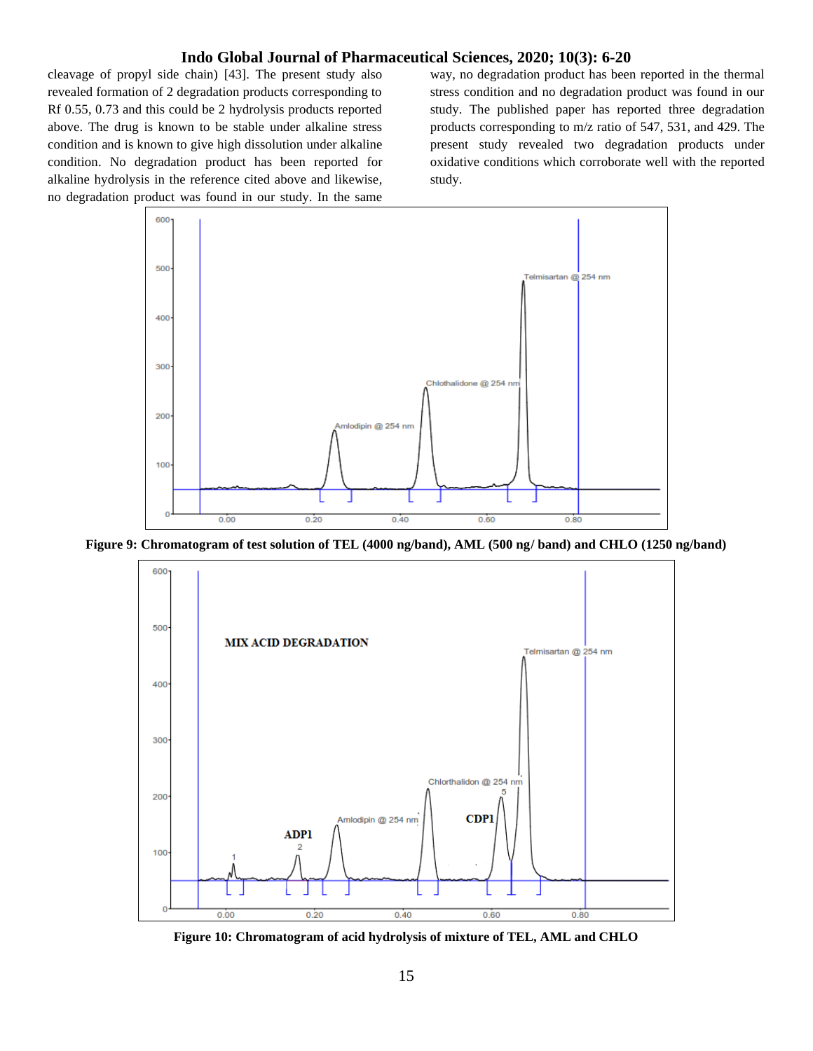cleavage of propyl side chain) [43]. The present study also revealed formation of 2 degradation products corresponding to Rf 0.55, 0.73 and this could be 2 hydrolysis products reported above. The drug is known to be stable under alkaline stress condition and is known to give high dissolution under alkaline condition. No degradation product has been reported for alkaline hydrolysis in the reference cited above and likewise, no degradation product was found in our study. In the same way, no degradation product has been reported in the thermal stress condition and no degradation product was found in our study. The published paper has reported three degradation products corresponding to m/z ratio of 547, 531, and 429. The present study revealed two degradation products under oxidative conditions which corroborate well with the reported study.

**Figure 9: Chromatogram of test solution of TEL (4000 ng/band), AML (500 ng/ band) and CHLO (1250 ng/band)**

**Figure 10: Chromatogram of acid hydrolysis of mixture of TEL, AML and CHLO**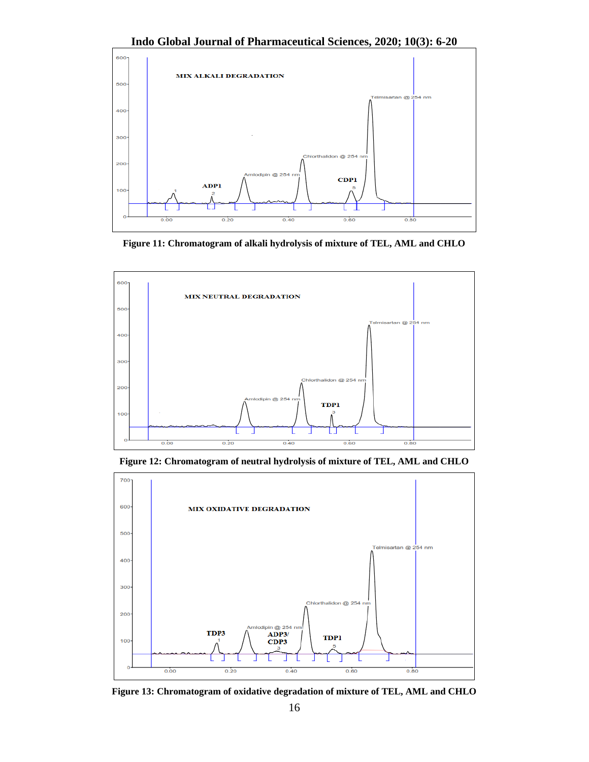Figure 11: Chromatogram of alkali hydrolysis of mixture of TEL, AML and CHLO

Figure 12: Chromatogram of neutral hydrolysis of mixture of TEL, AML and CHLO

Figure 13: Chromatogram of oxidative degradation of mixture of TEL, AML and CHLO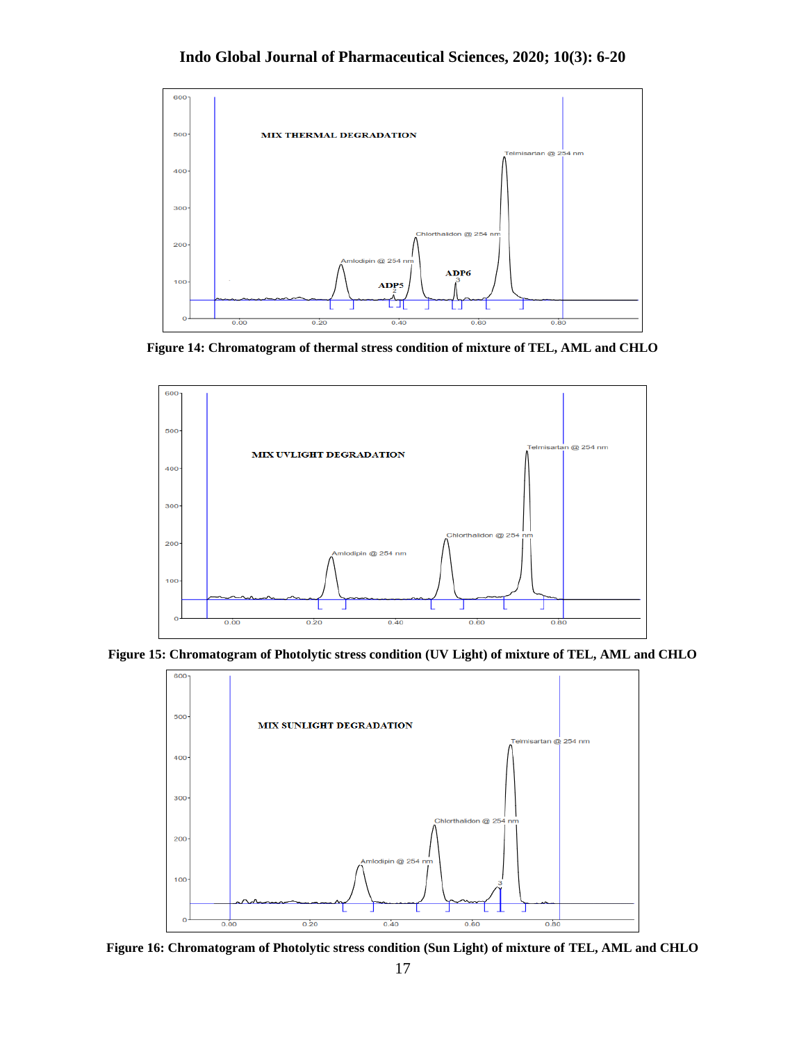Figure 14: Chromatogram of thermal stress condition of mixture of TEL, AML and CHLO

Figure 15: Chromatogram of Photolytic stress condition (UV Light) of mixture of TEL, AML and CHLO

Figure 16: Chromatogram of Photolytic stress condition (Sun Light) of mixture of TEL, AML and CHLO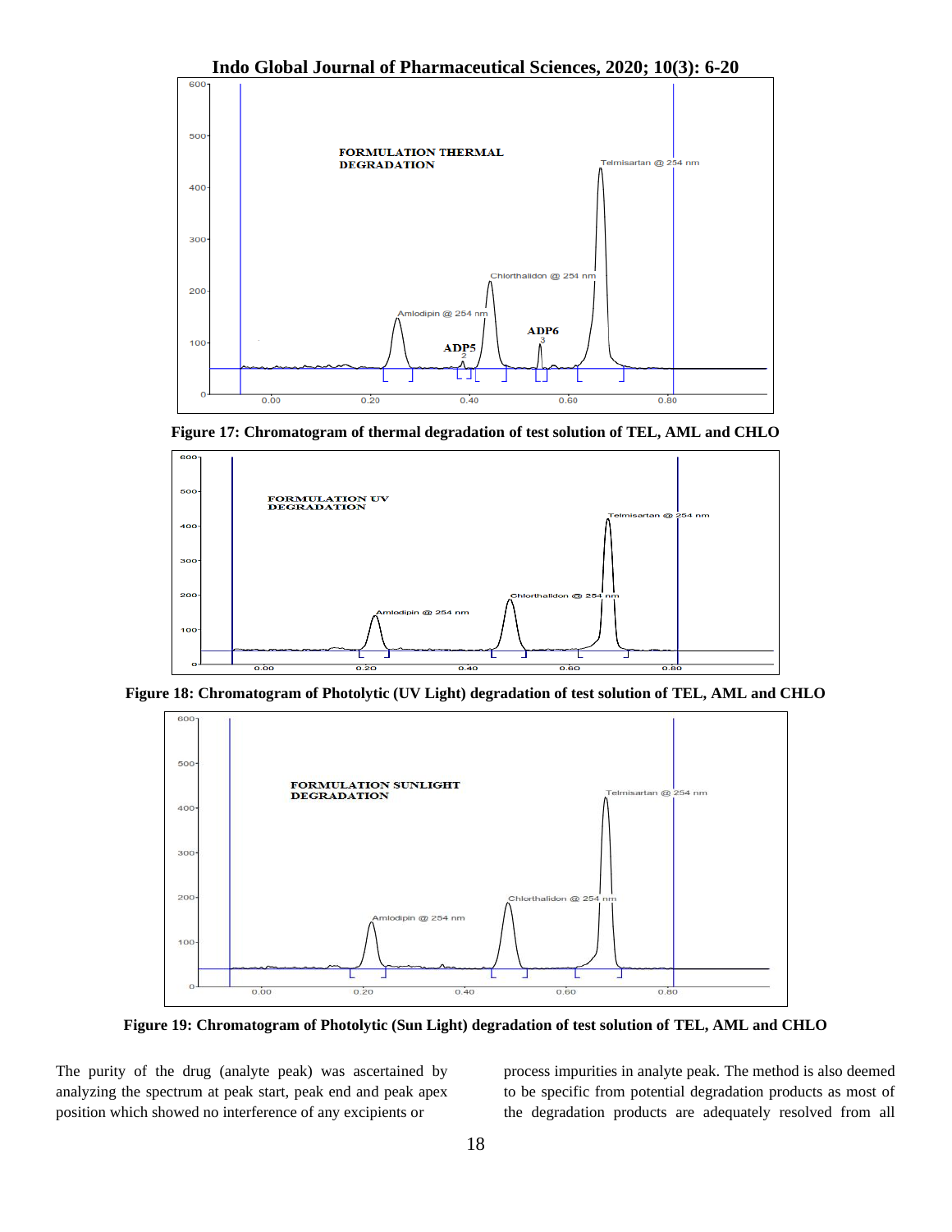**Figure 17: Chromatogram of thermal degradation of test solution of TEL, AML and CHLO**

**Figure 18: Chromatogram of Photolytic (UV Light) degradation of test solution of TEL, AML and CHLO**

**Figure 19: Chromatogram of Photolytic (Sun Light) degradation of test solution of TEL, AML and CHLO**

The purity of the drug (analyte peak) was ascertained by analyzing the spectrum at peak start, peak end and peak apex position which showed no interference of any excipients or process impurities in analyte peak. The method is also deemed to be specific from potential degradation products as most of the degradation products are adequately resolved from all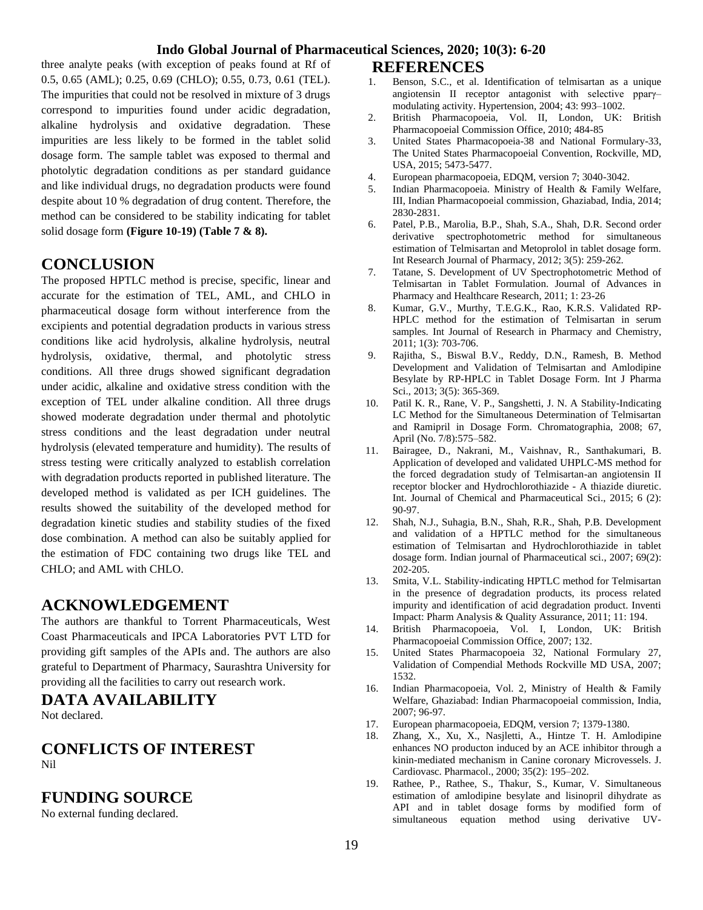three analyte peaks (with exception of peaks found at Rf of 0.5, 0.65 (AML); 0.25, 0.69 (CHLO); 0.55, 0.73, 0.61 (TEL). The impurities that could not be resolved in mixture of 3 drugs correspond to impurities found under acidic degradation, alkaline hydrolysis and oxidative degradation. These impurities are less likely to be formed in the tablet solid dosage form. The sample tablet was exposed to thermal and photolytic degradation conditions as per standard guidance and like individual drugs, no degradation products were found despite about 10 % degradation of drug content. Therefore, the method can be considered to be stability indicating for tablet solid dosage form **(Figure 10-19) (Table 7 & 8).**

## CONCLUSION

The proposed HPTLC method is precise, specific, linear and accurate for the estimation of TEL, AML, and CHLO in pharmaceutical dosage form without interference from the excipients and potential degradation products in various stress conditions like acid hydrolysis, alkaline hydrolysis, neutral hydrolysis, oxidative, thermal, and photolytic stress conditions. All three drugs showed significant degradation under acidic, alkaline and oxidative stress condition with the exception of TEL under alkaline condition. All three drugs showed moderate degradation under thermal and photolytic stress conditions and the least degradation under neutral hydrolysis (elevated temperature and humidity). The results of stress testing were critically analyzed to establish correlation with degradation products reported in published literature. The developed method is validated as per ICH guidelines. The results showed the suitability of the developed method for degradation kinetic studies and stability studies of the fixed dose combination. A method can also be suitably applied for the estimation of FDC containing two drugs like TEL and CHLO; and AML with CHLO.

## ACKNOWLEDGEMENT

The authors are thankful to Torrent Pharmaceuticals, West Coast Pharmaceuticals and IPCA Laboratories PVT LTD for providing gift samples of the APIs and. The authors are also grateful to Department of Pharmacy, Saurashtra University for providing all the facilities to carry out research work.

## DATA AVAILABILITY

Not declared.

## CONFLICTS OF INTEREST

Nil

## FUNDING SOURCE

No external funding declared.

## REFERENCES

1. Benson, S.C., et al. Identification of telmisartan as a unique angiotensin II receptor antagonist with selective pparγ–modulating activity. Hypertension, 2004; 43: 993–1002.
2. British Pharmacopoeia, Vol. II, London, UK: British Pharmacopoeial Commission Office, 2010; 484-85
3. United States Pharmacopoeia-38 and National Formulary-33, The United States Pharmacopoeial Convention, Rockville, MD, USA, 2015; 5473-5477.
4. European pharmacopoeia, EDQM, version 7; 3040-3042.
5. Indian Pharmacopoeia. Ministry of Health & Family Welfare, III, Indian Pharmacopoeial commission, Ghaziabad, India, 2014; 2830-2831.
6. Patel, P.B., Marolia, B.P., Shah, S.A., Shah, D.R. Second order derivative spectrophotometric method for simultaneous estimation of Telmisartan and Metoprolol in tablet dosage form. Int Research Journal of Pharmacy, 2012; 3(5): 259-262.
7. Tatane, S. Development of UV Spectrophotometric Method of Telmisartan in Tablet Formulation. Journal of Advances in Pharmacy and Healthcare Research, 2011; 1: 23-26
8. Kumar, G.V., Murthy, T.E.G.K., Rao, K.R.S. Validated RP-HPLC method for the estimation of Telmisartan in serum samples. Int Journal of Research in Pharmacy and Chemistry, 2011; 1(3): 703-706.
9. Rajitha, S., Biswal B.V., Reddy, D.N., Ramesh, B. Method Development and Validation of Telmisartan and Amlodipine Besylate by RP-HPLC in Tablet Dosage Form. Int J Pharma Sci., 2013; 3(5): 365-369.
10. Patil K. R., Rane, V. P., Sangshetti, J. N. A Stability-Indicating LC Method for the Simultaneous Determination of Telmisartan and Ramipril in Dosage Form. Chromatographia, 2008; 67, April (No. 7/8):575–582.
11. Bairagee, D., Nakrani, M., Vaishnav, R., Santhakumari, B. Application of developed and validated UHPLC-MS method for the forced degradation study of Telmisartan-an angiotensin II receptor blocker and Hydrochlorothiazide - A thiazide diuretic. Int. Journal of Chemical and Pharmaceutical Sci., 2015; 6 (2): 90-97.
12. Shah, N.J., Suhagia, B.N., Shah, R.R., Shah, P.B. Development and validation of a HPTLC method for the simultaneous estimation of Telmisartan and Hydrochlorothiazide in tablet dosage form. Indian journal of Pharmaceutical sci., 2007; 69(2): 202-205.
13. Smita, V.L. Stability-indicating HPTLC method for Telmisartan in the presence of degradation products, its process related impurity and identification of acid degradation product. Inventi Impact: Pharm Analysis & Quality Assurance, 2011; 11: 194.
14. British Pharmacopoeia, Vol. I, London, UK: British Pharmacopoeial Commission Office, 2007; 132.
15. United States Pharmacopoeia 32, National Formulary 27, Validation of Compendial Methods Rockville MD USA, 2007; 1532.
16. Indian Pharmacopoeia, Vol. 2, Ministry of Health & Family Welfare, Ghaziabad: Indian Pharmacopoeial commission, India, 2007; 96-97.
17. European pharmacopoeia, EDQM, version 7; 1379-1380.
18. Zhang, X., Xu, X., Nasjletti, A., Hintze T. H. Amlodipine enhances NO producton induced by an ACE inhibitor through a kinin-mediated mechanism in Canine coronary Microvessels. J. Cardiovasc. Pharmacol., 2000; 35(2): 195–202.
19. Rathee, P., Rathee, S., Thakur, S., Kumar, V. Simultaneous estimation of amlodipine besylate and lisinopril dihydrate as API and in tablet dosage forms by modified form of simultaneous equation method using derivative UV-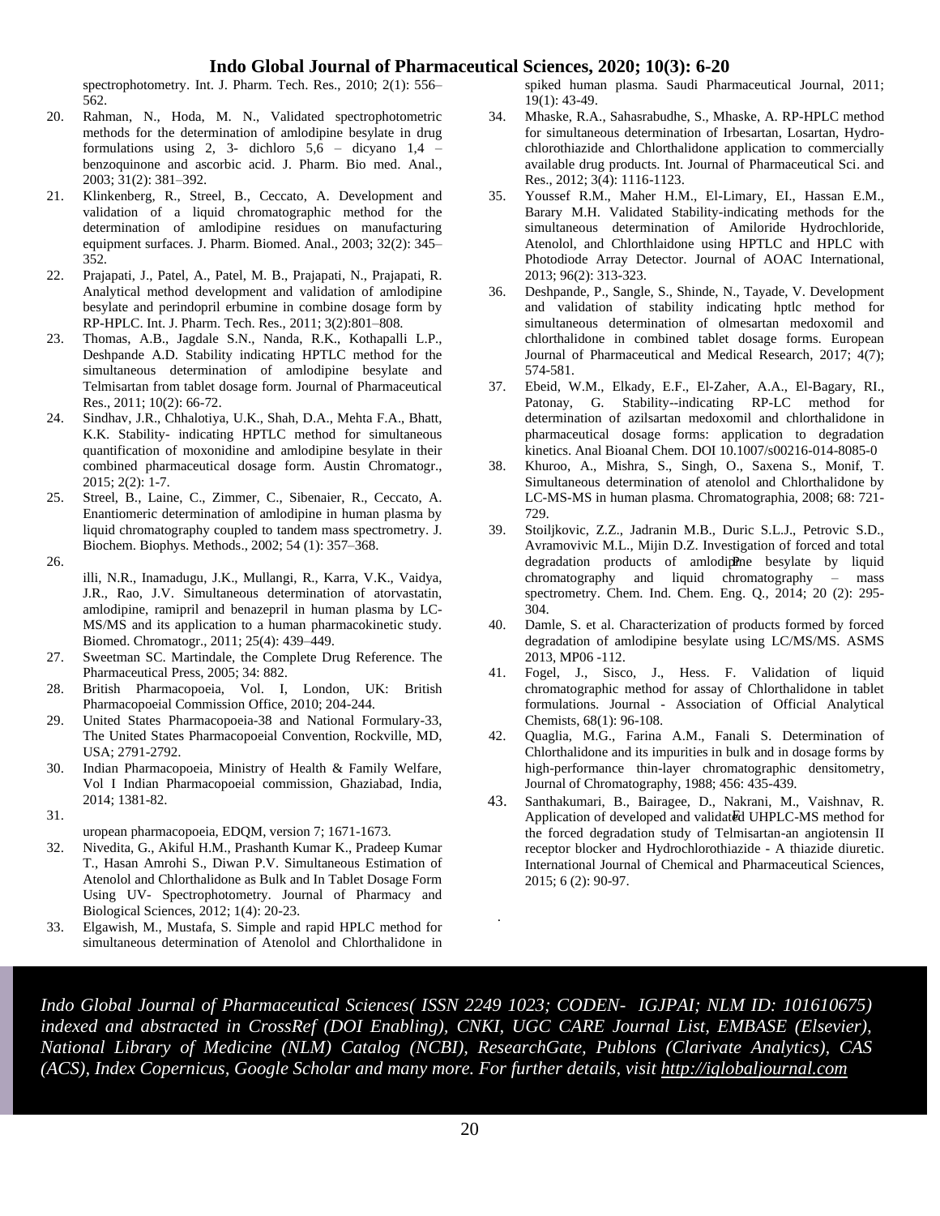spectrophotometry. Int. J. Pharm. Tech. Res., 2010; 2(1): 556–562.

20. Rahman, N., Hoda, M. N., Validated spectrophotometric methods for the determination of amlodipine besylate in drug formulations using 2, 3- dichloro 5,6 – dicyano 1,4 – benzoquinone and ascorbic acid. J. Pharm. Bio med. Anal., 2003; 31(2): 381–392.
21. Klinkenberg, R., Streel, B., Ceccato, A. Development and validation of a liquid chromatographic method for the determination of amlodipine residues on manufacturing equipment surfaces. J. Pharm. Biomed. Anal., 2003; 32(2): 345–352.
22. Prajapati, J., Patel, A., Patel, M. B., Prajapati, N., Prajapati, R. Analytical method development and validation of amlodipine besylate and perindopril erbumine in combine dosage form by RP-HPLC. Int. J. Pharm. Tech. Res., 2011; 3(2):801–808.
23. Thomas, A.B., Jagdale S.N., Nanda, R.K., Kothapalli L.P., Deshpande A.D. Stability indicating HPTLC method for the simultaneous determination of amlodipine besylate and Telmisartan from tablet dosage form. Journal of Pharmaceutical Res., 2011; 10(2): 66-72.
24. Sindhav, J.R., Chhalotiya, U.K., Shah, D.A., Mehta F.A., Bhatt, K.K. Stability- indicating HPTLC method for simultaneous quantification of moxonidine and amlodipine besylate in their combined pharmaceutical dosage form. Austin Chromatogr., 2015; 2(2): 1-7.
25. Streel, B., Laine, C., Zimmer, C., Sibenaier, R., Ceccato, A. Enantiomeric determination of amlodipine in human plasma by liquid chromatography coupled to tandem mass spectrometry. J. Biochem. Biophys. Methods., 2002; 54 (1): 357–368.
26. illi, N.R., Inamadugu, J.K., Mullangi, R., Karra, V.K., Vaidya, J.R., Rao, J.V. Simultaneous determination of atorvastatin, amlodipine, ramipril and benazepril in human plasma by LC-MS/MS and its application to a human pharmacokinetic study. Biomed. Chromatogr., 2011; 25(4): 439–449.
27. Sweetman SC. Martindale, the Complete Drug Reference. The Pharmaceutical Press, 2005; 34: 882.
28. British Pharmacopoeia, Vol. I, London, UK: British Pharmacopoeial Commission Office, 2010; 204-244.
29. United States Pharmacopoeia-38 and National Formulary-33, The United States Pharmacopoeial Convention, Rockville, MD, USA; 2791-2792.
30. Indian Pharmacopoeia, Ministry of Health & Family Welfare, Vol I Indian Pharmacopoeial commission, Ghaziabad, India, 2014; 1381-82.
31. uropean pharmacopoeia, EDQM, version 7; 1671-1673.
32. Nivedita, G., Akiful H.M., Prashanth Kumar K., Pradeep Kumar T., Hasan Amrohi S., Diwan P.V. Simultaneous Estimation of Atenolol and Chlorthalidone as Bulk and In Tablet Dosage Form Using UV- Spectrophotometry. Journal of Pharmacy and Biological Sciences, 2012; 1(4): 20-23.
33. Elgawish, M., Mustafa, S. Simple and rapid HPLC method for simultaneous determination of Atenolol and Chlorthalidone in spiked human plasma. Saudi Pharmaceutical Journal, 2011; 19(1): 43-49.
34. Mhaske, R.A., Sahasrabudhe, S., Mhaske, A. RP-HPLC method for simultaneous determination of Irbesartan, Losartan, Hydrochlorothiazide and Chlorthalidone application to commercially available drug products. Int. Journal of Pharmaceutical Sci. and Res., 2012; 3(4): 1116-1123.
35. Youssef R.M., Maher H.M., El-Limary, EI., Hassan E.M., Barary M.H. Validated Stability-indicating methods for the simultaneous determination of Amiloride Hydrochloride, Atenolol, and Chlorthlaidone using HPTLC and HPLC with Photodiode Array Detector. Journal of AOAC International, 2013; 96(2): 313-323.
36. Deshpande, P., Sangle, S., Shinde, N., Tayade, V. Development and validation of stability indicating hptlc method for simultaneous determination of olmesartan medoxomil and chlorthalidone in combined tablet dosage forms. European Journal of Pharmaceutical and Medical Research, 2017; 4(7); 574-581.
37. Ebeid, W.M., Elkady, E.F., El-Zaher, A.A., El-Bagary, RI., Patonay, G. Stability--indicating RP-LC method for determination of azilsartan medoxomil and chlorthalidone in pharmaceutical dosage forms: application to degradation kinetics. Anal Bioanal Chem. DOI 10.1007/s00216-014-8085-0
38. Khuroo, A., Mishra, S., Singh, O., Saxena S., Monif, T. Simultaneous determination of atenolol and Chlorthalidone by LC-MS-MS in human plasma. Chromatographia, 2008; 68: 721-729.
39. Stoiljkovic, Z.Z., Jadranin M.B., Duric S.L.J., Petrovic S.D., Avramovivic M.L., Mijin D.Z. Investigation of forced and total degradation products of amlodipine besylate by liquid chromatography and liquid chromatography – mass spectrometry. Chem. Ind. Chem. Eng. Q., 2014; 20 (2): 295-304.
40. Damle, S. et al. Characterization of products formed by forced degradation of amlodipine besylate using LC/MS/MS. ASMS 2013, MP06 -112.
41. Fogel, J., Sisco, J., Hess. F. Validation of liquid chromatographic method for assay of Chlorthalidone in tablet formulations. Journal - Association of Official Analytical Chemists, 68(1): 96-108.
42. Quaglia, M.G., Farina A.M., Fanali S. Determination of Chlorthalidone and its impurities in bulk and in dosage forms by high-performance thin-layer chromatographic densitometry, Journal of Chromatography, 1988; 456: 435-439.
43. Santhakumari, B., Bairagee, D., Nakrani, M., Vaishnav, R. Application of developed and validated UHPLC-MS method for the forced degradation study of Telmisartan-an angiotensin II receptor blocker and Hydrochlorothiazide - A thiazide diuretic. International Journal of Chemical and Pharmaceutical Sciences, 2015; 6 (2): 90-97.

*Indo Global Journal of Pharmaceutical Sciences( ISSN 2249 1023; CODEN- IGJPAI; NLM ID: 101610675) indexed and abstracted in CrossRef (DOI Enabling), CNKI, UGC CARE Journal List, EMBASE (Elsevier), National Library of Medicine (NLM) Catalog (NCBI), ResearchGate, Publons (Clarivate Analytics), CAS (ACS), Index Copernicus, Google Scholar and many more. For further details, visit http://iglobaljournal.com*